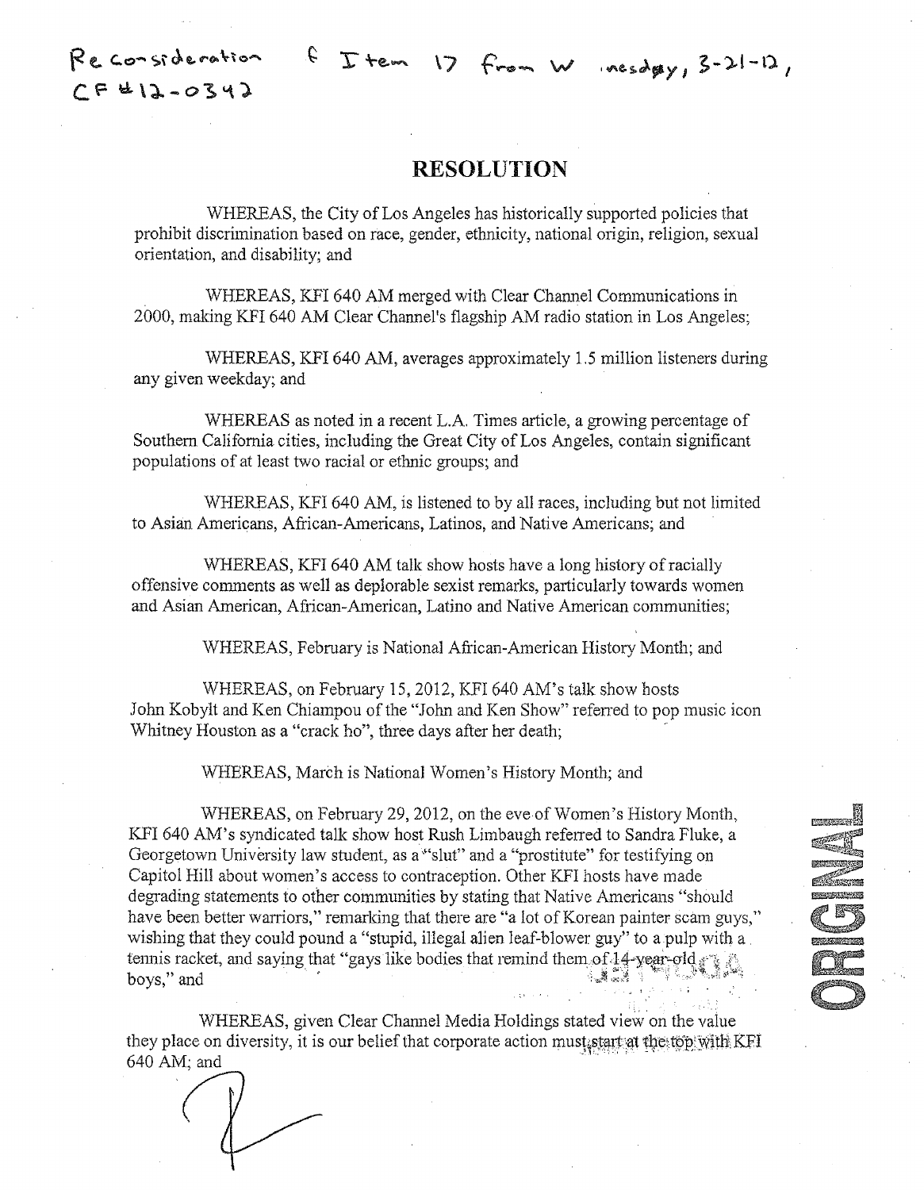Reconsideration of Item 17 from Wednesday, 3-21-12, CF #12-0342

# RESOLUTION

WHEREAS, the City of Los Angeles has historically supported policies that prohibit discrimination based on race, gender, ethnicity, national origin, religion, sexual orientation, and disability; and

WHEREAS, KFI 640 AM merged with Clear Channel Communications in 2000, making KFI 640 AM Clear Channel's flagship AM radio station in Los Angeles;

WHEREAS, KFI 640 AM, averages approximately 1.5 million listeners during any given weekday; and

WHEREAS as noted in a recent L.A. Times article, a growing percentage of Southern California cities, including the Great City of Los Angeles, contain significant populations of at least two racial or ethnic groups; and

WHEREAS, KFI 640 AM, is listened to by all races, including but not limited to Asian Americans, African-Americans, Latinos, and Native Americans; and

WHEREAS, KFI 640 AM talk show hosts have a long history of racially offensive comments as well as deplorable sexist remarks, particularly towards women and Asian American, African-American, Latino and Native American communities;

WHEREAS, February is National African-American History Month; and

WHEREAS, on February 15, 2012, KFI 640 AM's talk show hosts John Kobylt and Ken Chiampou of the "John and Ken Show" referred to pop music icon Whitney Houston as a "crack ho", three days after her death;

WHEREAS, March is National Women's History Month; and

WHEREAS, on February 29, 2012, on the eve of Women's History Month, KFI 640 AM's syndicated talk show host Rush Limbaugh referred to Sandra Fluke, a Georgetown University law student, as a "slut" and a "prostitute" for testifying on Capitol Hill about women's access to contraception. Other KFI hosts have made degrading statements to other communities by stating that Native Americans "should have been better warriors," remarking that there are "a lot of Korean painter scam guys," wishing that they could pound a "stupid, illegal alien leaf-blower guy" to a pulp with a tennis racket, and saying that "gays like bodies that remind them of 14-year-old boys," and

WHEREAS, given Clear Channel Media Holdings stated view on the value they place on diversity, it is our belief that corporate action must start at the top with KFI 640 AM; and

ORIGINAL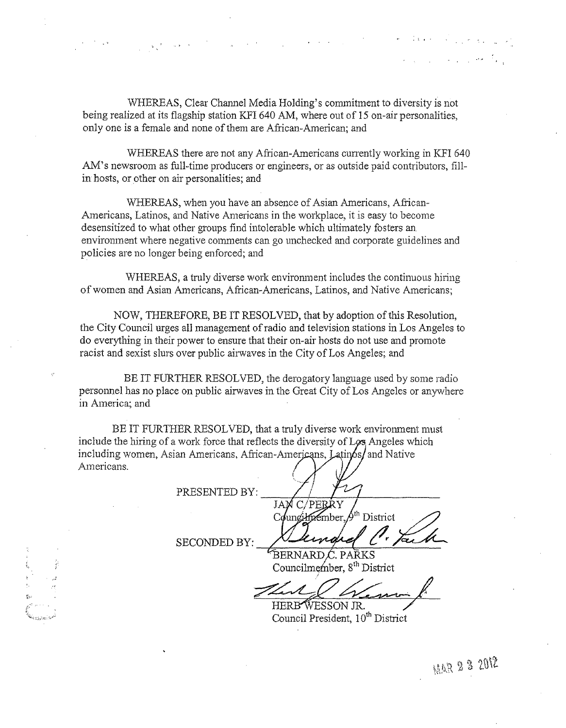WHEREAS, Clear Channel Media Holding's commitment to diversity is not being realized at its flagship station KFI 640 AM, where out of 15 on-air personalities, only one is a female and none of them are African-American; and

WHEREAS there are not any African-Americans currently working in KFI 640 AM's newsroom as full-time producers or engineers, or as outside paid contributors, fill-in hosts, or other on air personalities; and

WHEREAS, when you have an absence of Asian Americans, African-Americans, Latinos, and Native Americans in the workplace, it is easy to become desensitized to what other groups find intolerable which ultimately fosters an environment where negative comments can go unchecked and corporate guidelines and policies are no longer being enforced; and

WHEREAS, a truly diverse work environment includes the continuous hiring of women and Asian Americans, African-Americans, Latinos, and Native Americans;

NOW, THEREFORE, BE IT RESOLVED, that by adoption of this Resolution, the City Council urges all management of radio and television stations in Los Angeles to do everything in their power to ensure that their on-air hosts do not use and promote racist and sexist slurs over public airwaves in the City of Los Angeles; and

BE IT FURTHER RESOLVED, the derogatory language used by some radio personnel has no place on public airwaves in the Great City of Los Angeles or anywhere in America; and

BE IT FURTHER RESOLVED, that a truly diverse work environment must include the hiring of a work force that reflects the diversity of Los Angeles which including women, Asian Americans, African-Americans, Latinos, and Native Americans.

PRESENTED BY: ______________________
JAN C. PERRY
Councilmember, 9th District

SECONDED BY: ______________________
BERNARD C. PARKS
Councilmember, 8th District

______________________
HERB WESSON JR.
Council President, 10th District

MAR 2 3 2012